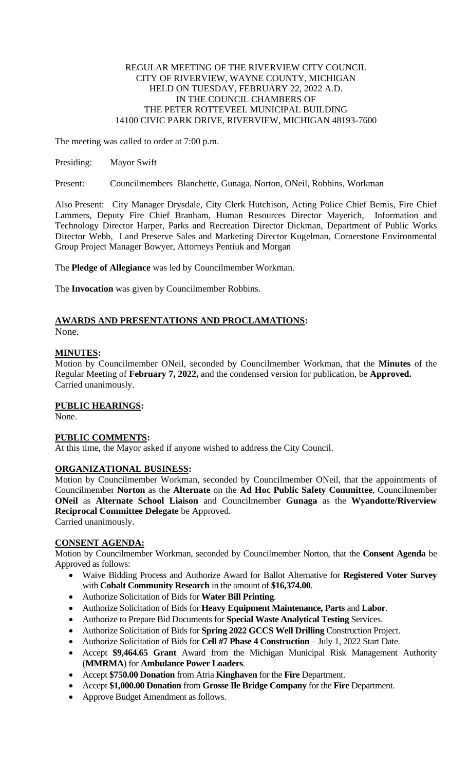REGULAR MEETING OF THE RIVERVIEW CITY COUNCIL
CITY OF RIVERVIEW, WAYNE COUNTY, MICHIGAN
HELD ON TUESDAY, FEBRUARY 22, 2022 A.D.
IN THE COUNCIL CHAMBERS OF
THE PETER ROTTEVEEL MUNICIPAL BUILDING
14100 CIVIC PARK DRIVE, RIVERVIEW, MICHIGAN 48193-7600

The meeting was called to order at 7:00 p.m.

Presiding: Mayor Swift

Present: Councilmembers Blanchette, Gunaga, Norton, ONeil, Robbins, Workman

Also Present: City Manager Drysdale, City Clerk Hutchison, Acting Police Chief Bemis, Fire Chief Lammers, Deputy Fire Chief Branham, Human Resources Director Mayerich, Information and Technology Director Harper, Parks and Recreation Director Dickman, Department of Public Works Director Webb, Land Preserve Sales and Marketing Director Kugelman, Cornerstone Environmental Group Project Manager Bowyer, Attorneys Pentiuk and Morgan

The **Pledge of Allegiance** was led by Councilmember Workman.

The **Invocation** was given by Councilmember Robbins.

## AWARDS AND PRESENTATIONS AND PROCLAMATIONS:

None.

## MINUTES:

Motion by Councilmember ONeil, seconded by Councilmember Workman, that the **Minutes** of the Regular Meeting of **February 7, 2022,** and the condensed version for publication, be **Approved.**
Carried unanimously.

## PUBLIC HEARINGS:

None.

## PUBLIC COMMENTS:

At this time, the Mayor asked if anyone wished to address the City Council.

## ORGANIZATIONAL BUSINESS:

Motion by Councilmember Workman, seconded by Councilmember ONeil, that the appointments of Councilmember **Norton** as the **Alternate** on the **Ad Hoc Public Safety Committee**, Councilmember **ONeil** as **Alternate School Liaison** and Councilmember **Gunaga** as the **Wyandotte/Riverview Reciprocal Committee Delegate** be Approved.
Carried unanimously.

## CONSENT AGENDA:

Motion by Councilmember Workman, seconded by Councilmember Norton, that the **Consent Agenda** be Approved as follows:

- Waive Bidding Process and Authorize Award for Ballot Alternative for **Registered Voter Survey** with **Cobalt Community Research** in the amount of **$16,374.00**.
- Authorize Solicitation of Bids for **Water Bill Printing**.
- Authorize Solicitation of Bids for **Heavy Equipment Maintenance, Parts** and **Labor**.
- Authorize to Prepare Bid Documents for **Special Waste Analytical Testing** Services.
- Authorize Solicitation of Bids for **Spring 2022 GCCS Well Drilling** Construction Project.
- Authorize Solicitation of Bids for **Cell #7 Phase 4 Construction** – July 1, 2022 Start Date.
- Accept **$9,464.65 Grant** Award from the Michigan Municipal Risk Management Authority (**MMRMA**) for **Ambulance Power Loaders**.
- Accept **$750.00 Donation** from Atria **Kinghaven** for the **Fire** Department.
- Accept **$1,000.00 Donation** from **Grosse Ile Bridge Company** for the **Fire** Department.
- Approve Budget Amendment as follows.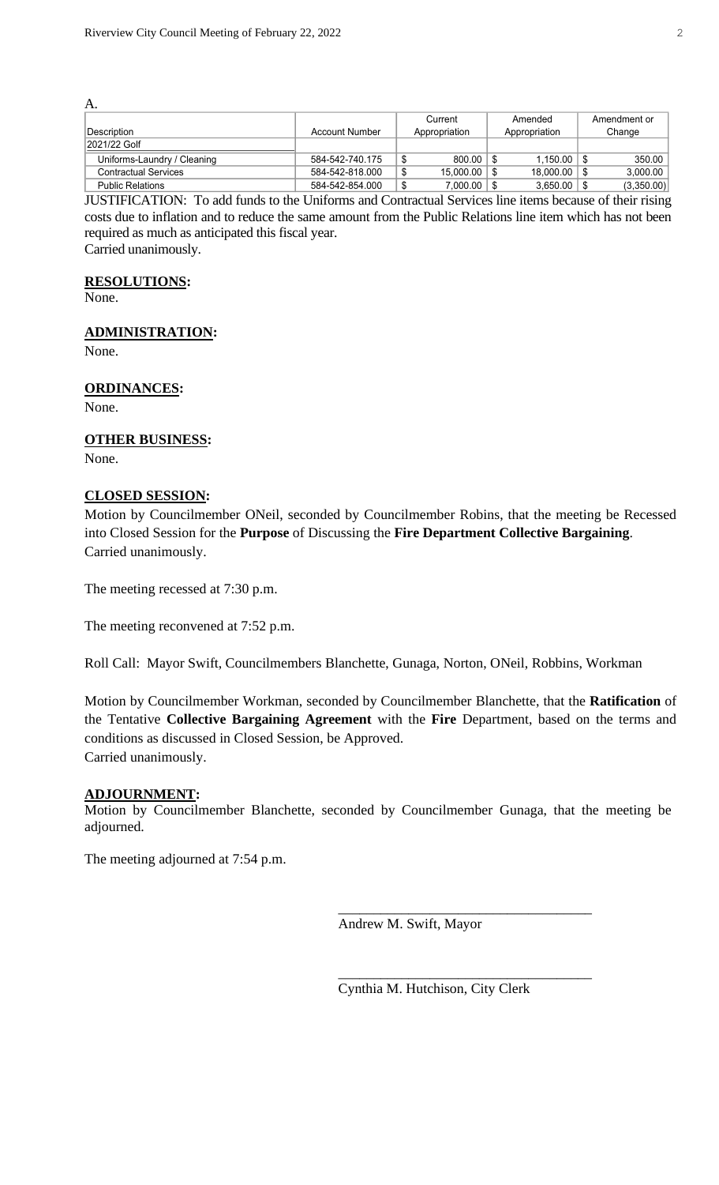A.

| Description | Account Number | Current Appropriation | Amended Appropriation | Amendment or Change |
|---|---|---|---|---|
| 2021/22 Golf | | | | |
| Uniforms-Laundry / Cleaning | 584-542-740.175 | $ 800.00 | $ 1,150.00 | $ 350.00 |
| Contractual Services | 584-542-818.000 | $ 15,000.00 | $ 18,000.00 | $ 3,000.00 |
| Public Relations | 584-542-854.000 | $ 7,000.00 | $ 3,650.00 | $ (3,350.00) |

JUSTIFICATION: To add funds to the Uniforms and Contractual Services line items because of their rising costs due to inflation and to reduce the same amount from the Public Relations line item which has not been required as much as anticipated this fiscal year.
Carried unanimously.

**RESOLUTIONS:**
None.

**ADMINISTRATION:**
None.

**ORDINANCES:**
None.

**OTHER BUSINESS:**
None.

**CLOSED SESSION:**
Motion by Councilmember ONeil, seconded by Councilmember Robins, that the meeting be Recessed into Closed Session for the **Purpose** of Discussing the **Fire Department Collective Bargaining**.
Carried unanimously.

The meeting recessed at 7:30 p.m.

The meeting reconvened at 7:52 p.m.

Roll Call: Mayor Swift, Councilmembers Blanchette, Gunaga, Norton, ONeil, Robbins, Workman

Motion by Councilmember Workman, seconded by Councilmember Blanchette, that the **Ratification** of the Tentative **Collective Bargaining Agreement** with the **Fire** Department, based on the terms and conditions as discussed in Closed Session, be Approved.
Carried unanimously.

**ADJOURNMENT:**
Motion by Councilmember Blanchette, seconded by Councilmember Gunaga, that the meeting be adjourned.

The meeting adjourned at 7:54 p.m.

\_\_\_\_\_\_\_\_\_\_\_\_\_\_\_\_\_\_\_\_\_\_\_\_\_\_\_\_\_\_\_\_\_\_\_\_
Andrew M. Swift, Mayor

\_\_\_\_\_\_\_\_\_\_\_\_\_\_\_\_\_\_\_\_\_\_\_\_\_\_\_\_\_\_\_\_\_\_\_\_
Cynthia M. Hutchison, City Clerk